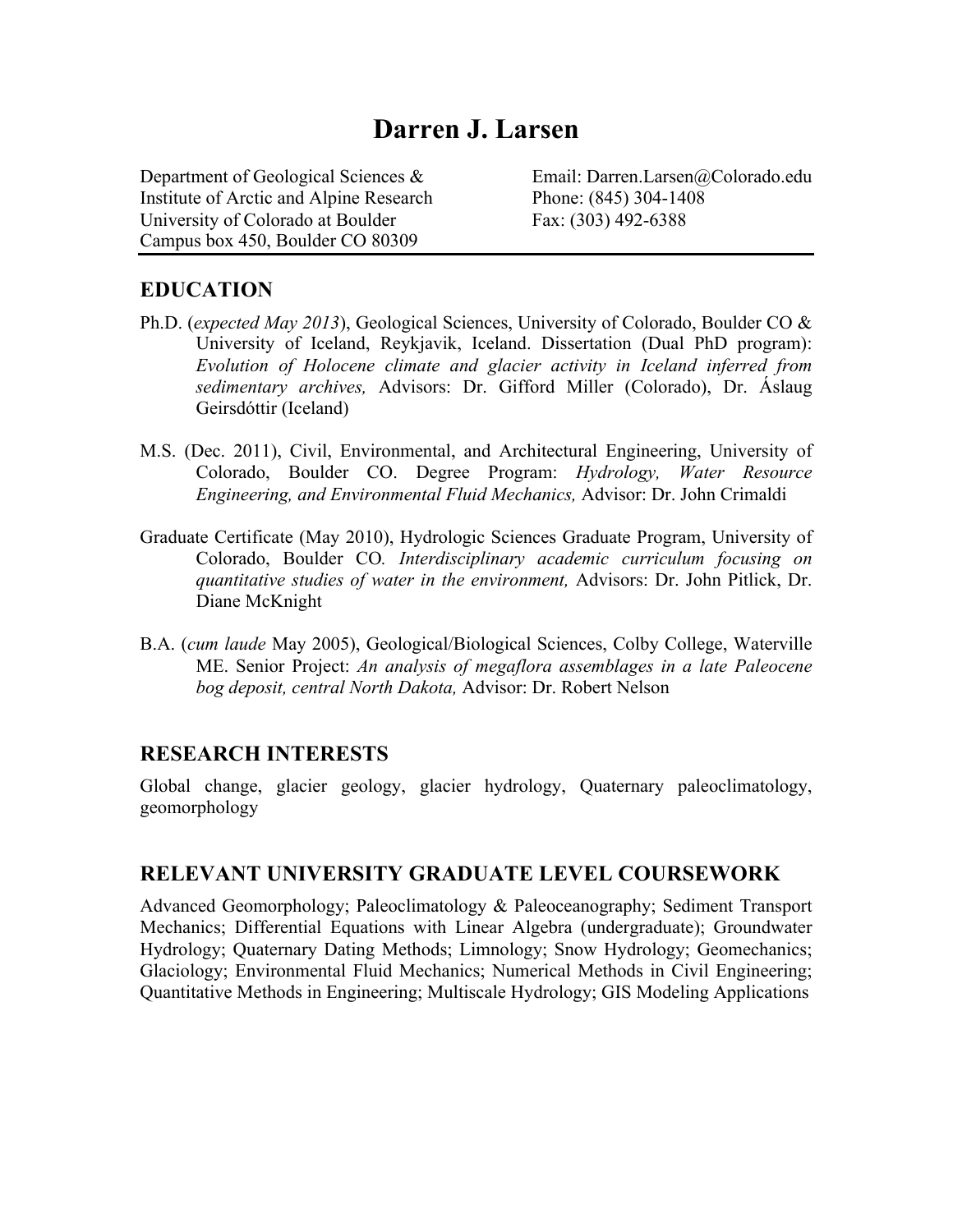# Darren J. Larsen

Department of Geological Sciences &
Institute of Arctic and Alpine Research
University of Colorado at Boulder
Campus box 450, Boulder CO 80309

Email: Darren.Larsen@Colorado.edu
Phone: (845) 304-1408
Fax: (303) 492-6388

## EDUCATION

Ph.D. (*expected May 2013*), Geological Sciences, University of Colorado, Boulder CO & University of Iceland, Reykjavik, Iceland. Dissertation (Dual PhD program): *Evolution of Holocene climate and glacier activity in Iceland inferred from sedimentary archives,* Advisors: Dr. Gifford Miller (Colorado), Dr. Áslaug Geirsdóttir (Iceland)

M.S. (Dec. 2011), Civil, Environmental, and Architectural Engineering, University of Colorado, Boulder CO. Degree Program: *Hydrology, Water Resource Engineering, and Environmental Fluid Mechanics,* Advisor: Dr. John Crimaldi

Graduate Certificate (May 2010), Hydrologic Sciences Graduate Program, University of Colorado, Boulder CO*. Interdisciplinary academic curriculum focusing on quantitative studies of water in the environment,* Advisors: Dr. John Pitlick, Dr. Diane McKnight

B.A. (*cum laude* May 2005), Geological/Biological Sciences, Colby College, Waterville ME. Senior Project: *An analysis of megaflora assemblages in a late Paleocene bog deposit, central North Dakota,* Advisor: Dr. Robert Nelson

## RESEARCH INTERESTS

Global change, glacier geology, glacier hydrology, Quaternary paleoclimatology, geomorphology

## RELEVANT UNIVERSITY GRADUATE LEVEL COURSEWORK

Advanced Geomorphology; Paleoclimatology & Paleoceanography; Sediment Transport Mechanics; Differential Equations with Linear Algebra (undergraduate); Groundwater Hydrology; Quaternary Dating Methods; Limnology; Snow Hydrology; Geomechanics; Glaciology; Environmental Fluid Mechanics; Numerical Methods in Civil Engineering; Quantitative Methods in Engineering; Multiscale Hydrology; GIS Modeling Applications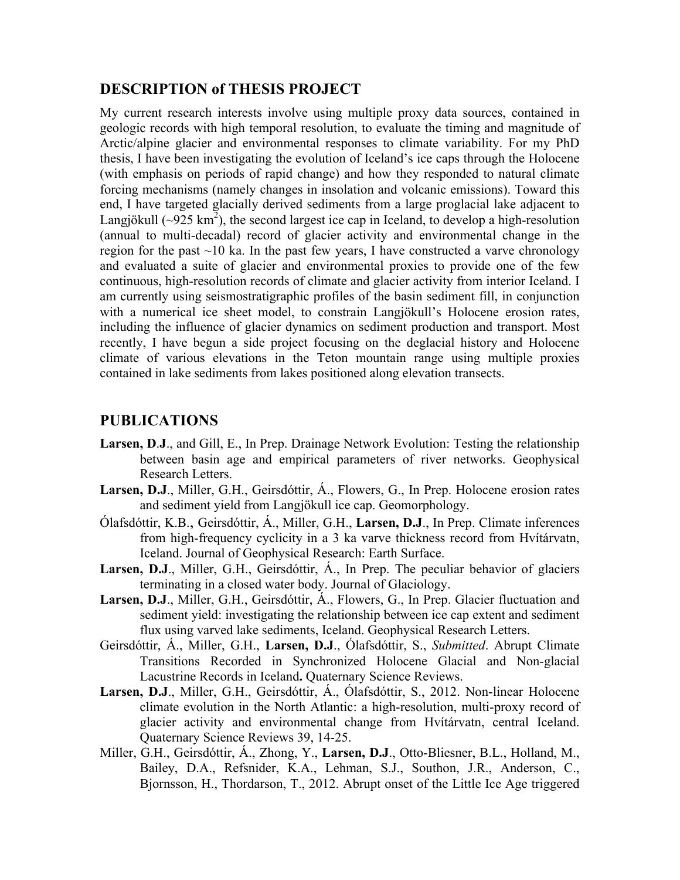## DESCRIPTION of THESIS PROJECT

My current research interests involve using multiple proxy data sources, contained in geologic records with high temporal resolution, to evaluate the timing and magnitude of Arctic/alpine glacier and environmental responses to climate variability. For my PhD thesis, I have been investigating the evolution of Iceland's ice caps through the Holocene (with emphasis on periods of rapid change) and how they responded to natural climate forcing mechanisms (namely changes in insolation and volcanic emissions). Toward this end, I have targeted glacially derived sediments from a large proglacial lake adjacent to Langjökull (~925 $km^2$), the second largest ice cap in Iceland, to develop a high-resolution (annual to multi-decadal) record of glacier activity and environmental change in the region for the past ~10 ka. In the past few years, I have constructed a varve chronology and evaluated a suite of glacier and environmental proxies to provide one of the few continuous, high-resolution records of climate and glacier activity from interior Iceland. I am currently using seismostratigraphic profiles of the basin sediment fill, in conjunction with a numerical ice sheet model, to constrain Langjökull's Holocene erosion rates, including the influence of glacier dynamics on sediment production and transport. Most recently, I have begun a side project focusing on the deglacial history and Holocene climate of various elevations in the Teton mountain range using multiple proxies contained in lake sediments from lakes positioned along elevation transects.

## PUBLICATIONS

**Larsen, D.J**., and Gill, E., In Prep. Drainage Network Evolution: Testing the relationship between basin age and empirical parameters of river networks. Geophysical Research Letters.

**Larsen, D.J**., Miller, G.H., Geirsdóttir, Á., Flowers, G., In Prep. Holocene erosion rates and sediment yield from Langjökull ice cap. Geomorphology.

Ólafsdóttir, K.B., Geirsdóttir, Á., Miller, G.H., **Larsen, D.J**., In Prep. Climate inferences from high-frequency cyclicity in a 3 ka varve thickness record from Hvítárvatn, Iceland. Journal of Geophysical Research: Earth Surface.

**Larsen, D.J**., Miller, G.H., Geirsdóttir, Á., In Prep. The peculiar behavior of glaciers terminating in a closed water body. Journal of Glaciology.

**Larsen, D.J**., Miller, G.H., Geirsdóttir, Á., Flowers, G., In Prep. Glacier fluctuation and sediment yield: investigating the relationship between ice cap extent and sediment flux using varved lake sediments, Iceland. Geophysical Research Letters.

Geirsdóttir, Á., Miller, G.H., **Larsen, D.J**., Ólafsdóttir, S., *Submitted*. Abrupt Climate Transitions Recorded in Synchronized Holocene Glacial and Non-glacial Lacustrine Records in Iceland**.** Quaternary Science Reviews.

**Larsen, D.J**., Miller, G.H., Geirsdóttir, Á., Ólafsdóttir, S., 2012. Non-linear Holocene climate evolution in the North Atlantic: a high-resolution, multi-proxy record of glacier activity and environmental change from Hvítárvatn, central Iceland. Quaternary Science Reviews 39, 14-25.

Miller, G.H., Geirsdóttir, Á., Zhong, Y., **Larsen, D.J**., Otto-Bliesner, B.L., Holland, M., Bailey, D.A., Refsnider, K.A., Lehman, S.J., Southon, J.R., Anderson, C., Bjornsson, H., Thordarson, T., 2012. Abrupt onset of the Little Ice Age triggered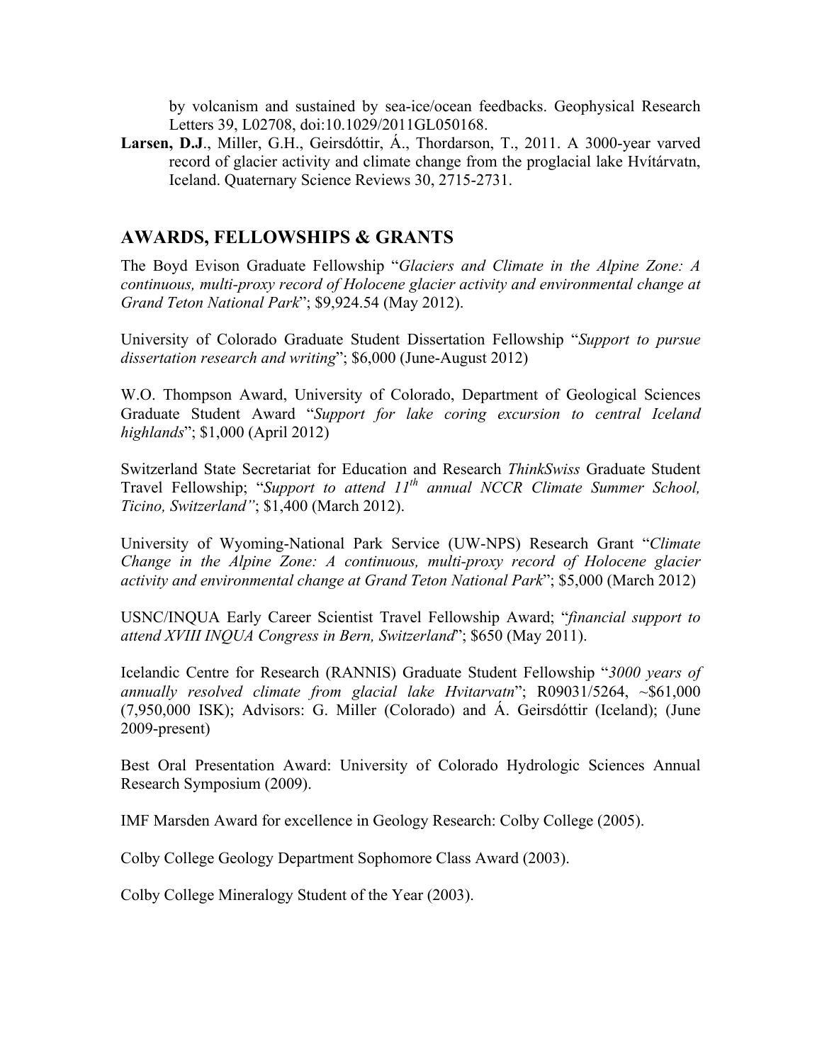by volcanism and sustained by sea-ice/ocean feedbacks. Geophysical Research Letters 39, L02708, doi:10.1029/2011GL050168.

**Larsen, D.J**., Miller, G.H., Geirsdóttir, Á., Thordarson, T., 2011. A 3000-year varved record of glacier activity and climate change from the proglacial lake Hvítárvatn, Iceland. Quaternary Science Reviews 30, 2715-2731.

## AWARDS, FELLOWSHIPS & GRANTS

The Boyd Evison Graduate Fellowship "*Glaciers and Climate in the Alpine Zone: A continuous, multi-proxy record of Holocene glacier activity and environmental change at Grand Teton National Park*"; $9,924.54 (May 2012).

University of Colorado Graduate Student Dissertation Fellowship "*Support to pursue dissertation research and writing*"; $6,000 (June-August 2012)

W.O. Thompson Award, University of Colorado, Department of Geological Sciences Graduate Student Award "*Support for lake coring excursion to central Iceland highlands*"; $1,000 (April 2012)

Switzerland State Secretariat for Education and Research *ThinkSwiss* Graduate Student Travel Fellowship; "*Support to attend 11th annual NCCR Climate Summer School, Ticino, Switzerland"*; $1,400 (March 2012).

University of Wyoming-National Park Service (UW-NPS) Research Grant "*Climate Change in the Alpine Zone: A continuous, multi-proxy record of Holocene glacier activity and environmental change at Grand Teton National Park*"; $5,000 (March 2012)

USNC/INQUA Early Career Scientist Travel Fellowship Award; "*financial support to attend XVIII INQUA Congress in Bern, Switzerland*"; $650 (May 2011).

Icelandic Centre for Research (RANNIS) Graduate Student Fellowship "*3000 years of annually resolved climate from glacial lake Hvitarvatn*"; R09031/5264, ~$61,000 (7,950,000 ISK); Advisors: G. Miller (Colorado) and Á. Geirsdóttir (Iceland); (June 2009-present)

Best Oral Presentation Award: University of Colorado Hydrologic Sciences Annual Research Symposium (2009).

IMF Marsden Award for excellence in Geology Research: Colby College (2005).

Colby College Geology Department Sophomore Class Award (2003).

Colby College Mineralogy Student of the Year (2003).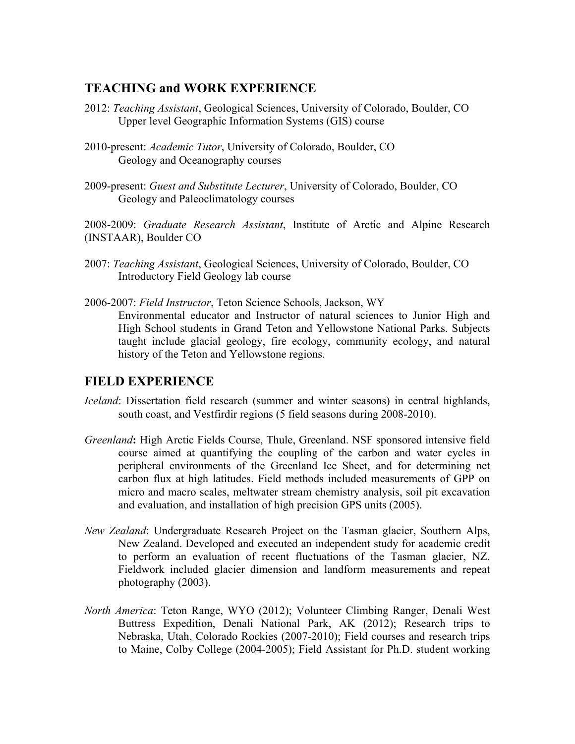## TEACHING and WORK EXPERIENCE

2012: *Teaching Assistant*, Geological Sciences, University of Colorado, Boulder, CO
Upper level Geographic Information Systems (GIS) course

2010-present: *Academic Tutor*, University of Colorado, Boulder, CO
Geology and Oceanography courses

2009-present: *Guest and Substitute Lecturer*, University of Colorado, Boulder, CO
Geology and Paleoclimatology courses

2008-2009: *Graduate Research Assistant*, Institute of Arctic and Alpine Research (INSTAAR), Boulder CO

2007: *Teaching Assistant*, Geological Sciences, University of Colorado, Boulder, CO
Introductory Field Geology lab course

2006-2007: *Field Instructor*, Teton Science Schools, Jackson, WY
Environmental educator and Instructor of natural sciences to Junior High and High School students in Grand Teton and Yellowstone National Parks. Subjects taught include glacial geology, fire ecology, community ecology, and natural history of the Teton and Yellowstone regions.

## FIELD EXPERIENCE

*Iceland*: Dissertation field research (summer and winter seasons) in central highlands, south coast, and Vestfirdir regions (5 field seasons during 2008-2010).

*Greenland***:** High Arctic Fields Course, Thule, Greenland. NSF sponsored intensive field course aimed at quantifying the coupling of the carbon and water cycles in peripheral environments of the Greenland Ice Sheet, and for determining net carbon flux at high latitudes. Field methods included measurements of GPP on micro and macro scales, meltwater stream chemistry analysis, soil pit excavation and evaluation, and installation of high precision GPS units (2005).

*New Zealand*: Undergraduate Research Project on the Tasman glacier, Southern Alps, New Zealand. Developed and executed an independent study for academic credit to perform an evaluation of recent fluctuations of the Tasman glacier, NZ. Fieldwork included glacier dimension and landform measurements and repeat photography (2003).

*North America*: Teton Range, WYO (2012); Volunteer Climbing Ranger, Denali West Buttress Expedition, Denali National Park, AK (2012); Research trips to Nebraska, Utah, Colorado Rockies (2007-2010); Field courses and research trips to Maine, Colby College (2004-2005); Field Assistant for Ph.D. student working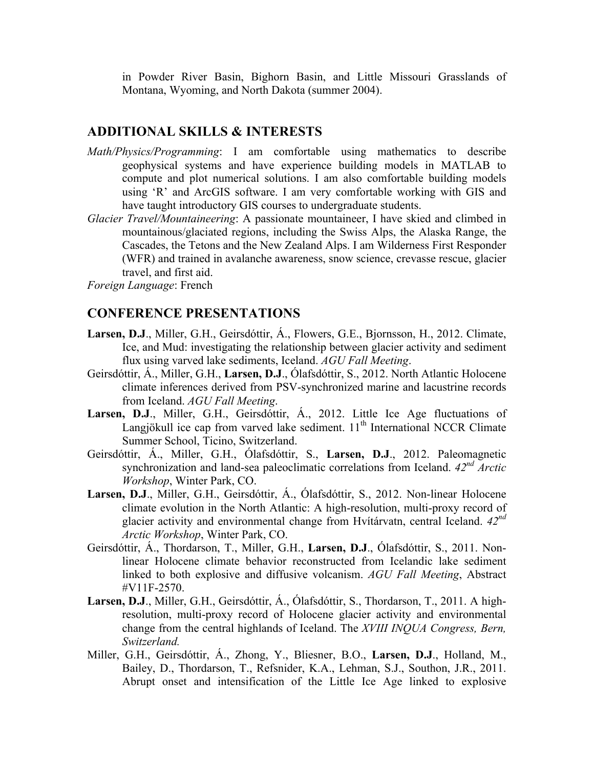in Powder River Basin, Bighorn Basin, and Little Missouri Grasslands of Montana, Wyoming, and North Dakota (summer 2004).

## ADDITIONAL SKILLS & INTERESTS

*Math/Physics/Programming*: I am comfortable using mathematics to describe geophysical systems and have experience building models in MATLAB to compute and plot numerical solutions. I am also comfortable building models using 'R' and ArcGIS software. I am very comfortable working with GIS and have taught introductory GIS courses to undergraduate students.

*Glacier Travel/Mountaineering*: A passionate mountaineer, I have skied and climbed in mountainous/glaciated regions, including the Swiss Alps, the Alaska Range, the Cascades, the Tetons and the New Zealand Alps. I am Wilderness First Responder (WFR) and trained in avalanche awareness, snow science, crevasse rescue, glacier travel, and first aid.

*Foreign Language*: French

## CONFERENCE PRESENTATIONS

**Larsen, D.J**., Miller, G.H., Geirsdóttir, Á., Flowers, G.E., Bjornsson, H., 2012. Climate, Ice, and Mud: investigating the relationship between glacier activity and sediment flux using varved lake sediments, Iceland. *AGU Fall Meeting*.

Geirsdóttir, Á., Miller, G.H., **Larsen, D.J**., Ólafsdóttir, S., 2012. North Atlantic Holocene climate inferences derived from PSV-synchronized marine and lacustrine records from Iceland. *AGU Fall Meeting*.

**Larsen, D.J**., Miller, G.H., Geirsdóttir, Á., 2012. Little Ice Age fluctuations of Langjökull ice cap from varved lake sediment. 11th International NCCR Climate Summer School, Ticino, Switzerland.

Geirsdóttir, Á., Miller, G.H., Ólafsdóttir, S., **Larsen, D.J**., 2012. Paleomagnetic synchronization and land-sea paleoclimatic correlations from Iceland. *42nd Arctic Workshop*, Winter Park, CO.

**Larsen, D.J**., Miller, G.H., Geirsdóttir, Á., Ólafsdóttir, S., 2012. Non-linear Holocene climate evolution in the North Atlantic: A high-resolution, multi-proxy record of glacier activity and environmental change from Hvítárvatn, central Iceland. *42nd Arctic Workshop*, Winter Park, CO.

Geirsdóttir, Á., Thordarson, T., Miller, G.H., **Larsen, D.J**., Ólafsdóttir, S., 2011. Non-linear Holocene climate behavior reconstructed from Icelandic lake sediment linked to both explosive and diffusive volcanism. *AGU Fall Meeting*, Abstract #V11F-2570.

**Larsen, D.J**., Miller, G.H., Geirsdóttir, Á., Ólafsdóttir, S., Thordarson, T., 2011. A high-resolution, multi-proxy record of Holocene glacier activity and environmental change from the central highlands of Iceland. The *XVIII INQUA Congress, Bern, Switzerland.*

Miller, G.H., Geirsdóttir, Á., Zhong, Y., Bliesner, B.O., **Larsen, D.J**., Holland, M., Bailey, D., Thordarson, T., Refsnider, K.A., Lehman, S.J., Southon, J.R., 2011. Abrupt onset and intensification of the Little Ice Age linked to explosive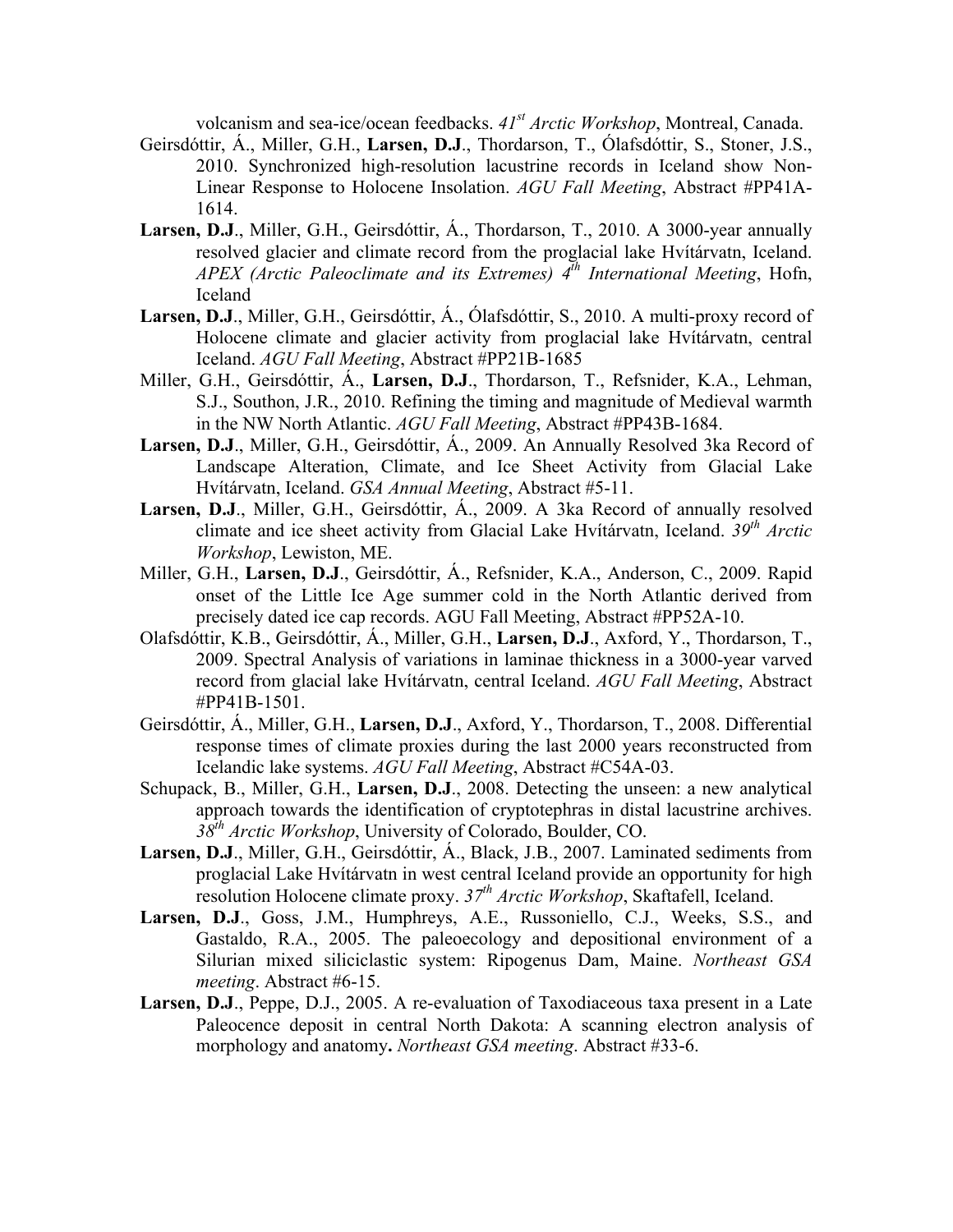volcanism and sea-ice/ocean feedbacks. *41st Arctic Workshop*, Montreal, Canada.

Geirsdóttir, Á., Miller, G.H., **Larsen, D.J**., Thordarson, T., Ólafsdóttir, S., Stoner, J.S., 2010. Synchronized high-resolution lacustrine records in Iceland show Non-Linear Response to Holocene Insolation. *AGU Fall Meeting*, Abstract #PP41A-1614.

**Larsen, D.J**., Miller, G.H., Geirsdóttir, Á., Thordarson, T., 2010. A 3000-year annually resolved glacier and climate record from the proglacial lake Hvítárvatn, Iceland. *APEX (Arctic Paleoclimate and its Extremes) 4th International Meeting*, Hofn, Iceland

**Larsen, D.J**., Miller, G.H., Geirsdóttir, Á., Ólafsdóttir, S., 2010. A multi-proxy record of Holocene climate and glacier activity from proglacial lake Hvítárvatn, central Iceland. *AGU Fall Meeting*, Abstract #PP21B-1685

Miller, G.H., Geirsdóttir, Á., **Larsen, D.J**., Thordarson, T., Refsnider, K.A., Lehman, S.J., Southon, J.R., 2010. Refining the timing and magnitude of Medieval warmth in the NW North Atlantic. *AGU Fall Meeting*, Abstract #PP43B-1684.

**Larsen, D.J**., Miller, G.H., Geirsdóttir, Á., 2009. An Annually Resolved 3ka Record of Landscape Alteration, Climate, and Ice Sheet Activity from Glacial Lake Hvítárvatn, Iceland. *GSA Annual Meeting*, Abstract #5-11.

**Larsen, D.J**., Miller, G.H., Geirsdóttir, Á., 2009. A 3ka Record of annually resolved climate and ice sheet activity from Glacial Lake Hvítárvatn, Iceland. *39th Arctic Workshop*, Lewiston, ME.

Miller, G.H., **Larsen, D.J**., Geirsdóttir, Á., Refsnider, K.A., Anderson, C., 2009. Rapid onset of the Little Ice Age summer cold in the North Atlantic derived from precisely dated ice cap records. AGU Fall Meeting, Abstract #PP52A-10.

Olafsdóttir, K.B., Geirsdóttir, Á., Miller, G.H., **Larsen, D.J**., Axford, Y., Thordarson, T., 2009. Spectral Analysis of variations in laminae thickness in a 3000-year varved record from glacial lake Hvítárvatn, central Iceland. *AGU Fall Meeting*, Abstract #PP41B-1501.

Geirsdóttir, Á., Miller, G.H., **Larsen, D.J**., Axford, Y., Thordarson, T., 2008. Differential response times of climate proxies during the last 2000 years reconstructed from Icelandic lake systems. *AGU Fall Meeting*, Abstract #C54A-03.

Schupack, B., Miller, G.H., **Larsen, D.J**., 2008. Detecting the unseen: a new analytical approach towards the identification of cryptotephras in distal lacustrine archives. *38th Arctic Workshop*, University of Colorado, Boulder, CO.

**Larsen, D.J**., Miller, G.H., Geirsdóttir, Á., Black, J.B., 2007. Laminated sediments from proglacial Lake Hvítárvatn in west central Iceland provide an opportunity for high resolution Holocene climate proxy. *37th Arctic Workshop*, Skaftafell, Iceland.

**Larsen, D.J**., Goss, J.M., Humphreys, A.E., Russoniello, C.J., Weeks, S.S., and Gastaldo, R.A., 2005. The paleoecology and depositional environment of a Silurian mixed siliciclastic system: Ripogenus Dam, Maine. *Northeast GSA meeting*. Abstract #6-15.

**Larsen, D.J**., Peppe, D.J., 2005. A re-evaluation of Taxodiaceous taxa present in a Late Paleocence deposit in central North Dakota: A scanning electron analysis of morphology and anatomy**.** *Northeast GSA meeting*. Abstract #33-6.